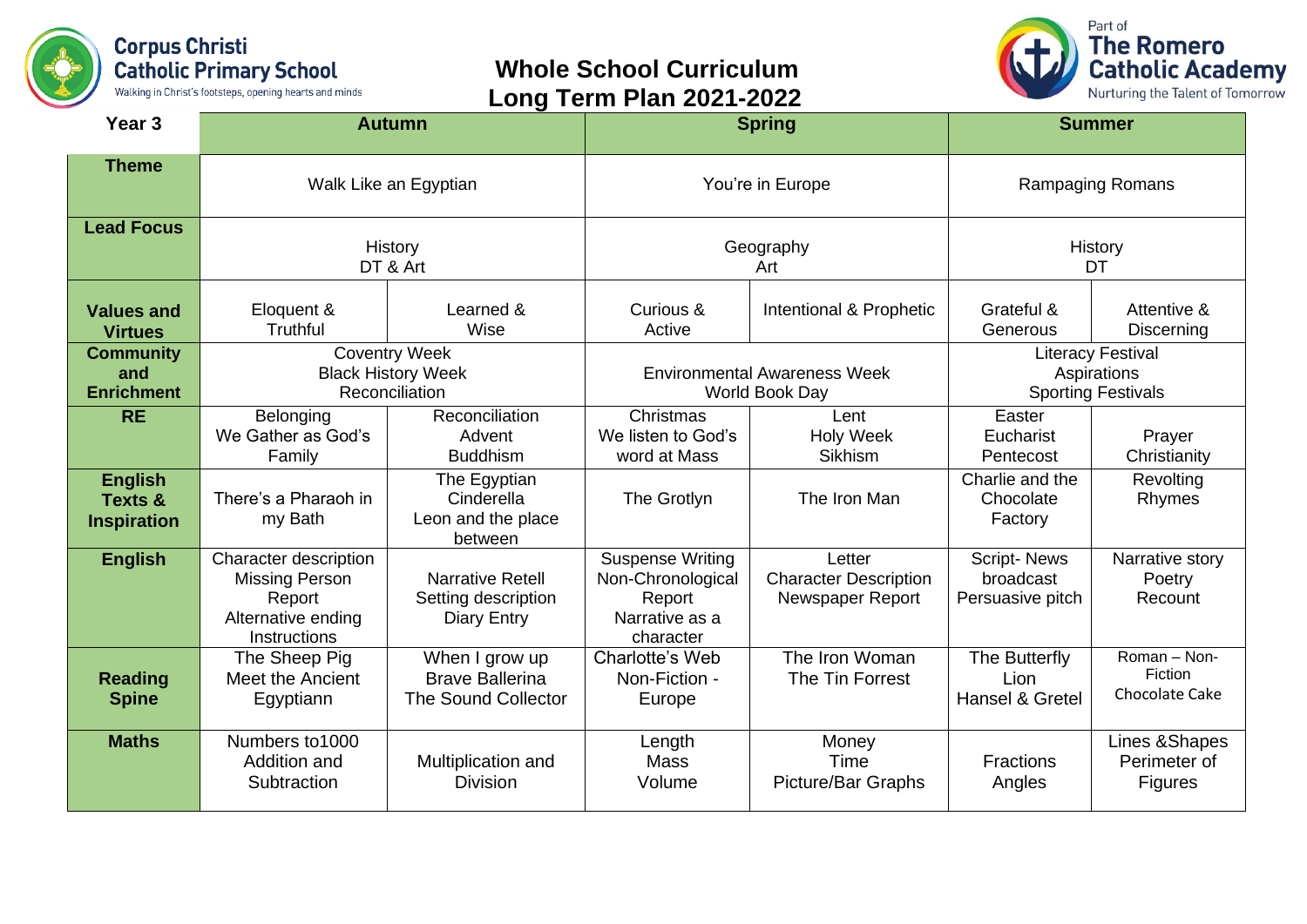Corpus Christi Catholic Primary School
Walking in Christ's footsteps, opening hearts and minds

# Whole School Curriculum Long Term Plan 2021-2022

Part of The Romero Catholic Academy
Nurturing the Talent of Tomorrow

| Year 3 | Autumn | | Spring | | Summer | |
|---|---|---|---|---|---|---|
| **Theme** | Walk Like an Egyptian | | You're in Europe | | Rampaging Romans | |
| **Lead Focus** | History<br>DT & Art | | Geography<br>Art | | History<br>DT | |
| **Values and Virtues** | Eloquent & Truthful | Learned & Wise | Curious & Active | Intentional & Prophetic | Grateful & Generous | Attentive & Discerning |
| **Community and Enrichment** | Coventry Week<br>Black History Week<br>Reconciliation | | Environmental Awareness Week<br>World Book Day | | Literacy Festival<br>Aspirations<br>Sporting Festivals | |
| **RE** | Belonging<br>We Gather as God's Family | Reconciliation<br>Advent<br>Buddhism | Christmas<br>We listen to God's word at Mass | Lent<br>Holy Week<br>Sikhism | Easter<br>Eucharist<br>Pentecost | Prayer<br>Christianity |
| **English Texts & Inspiration** | There's a Pharaoh in my Bath | The Egyptian Cinderella<br>Leon and the place between | The Grotlyn | The Iron Man | Charlie and the Chocolate Factory | Revolting Rhymes |
| **English** | Character description<br>Missing Person Report<br>Alternative ending<br>Instructions | Narrative Retell<br>Setting description<br>Diary Entry | Suspense Writing<br>Non-Chronological Report<br>Narrative as a character | Letter<br>Character Description<br>Newspaper Report | Script- News broadcast<br>Persuasive pitch | Narrative story<br>Poetry<br>Recount |
| **Reading Spine** | The Sheep Pig<br>Meet the Ancient Egyptiann | When I grow up<br>Brave Ballerina<br>The Sound Collector | Charlotte's Web<br>Non-Fiction - Europe | The Iron Woman<br>The Tin Forrest | The Butterfly Lion<br>Hansel & Gretel | Roman – Non-Fiction<br>Chocolate Cake |
| **Maths** | Numbers to1000<br>Addition and Subtraction | Multiplication and Division | Length<br>Mass<br>Volume | Money<br>Time<br>Picture/Bar Graphs | Fractions<br>Angles | Lines &Shapes<br>Perimeter of Figures |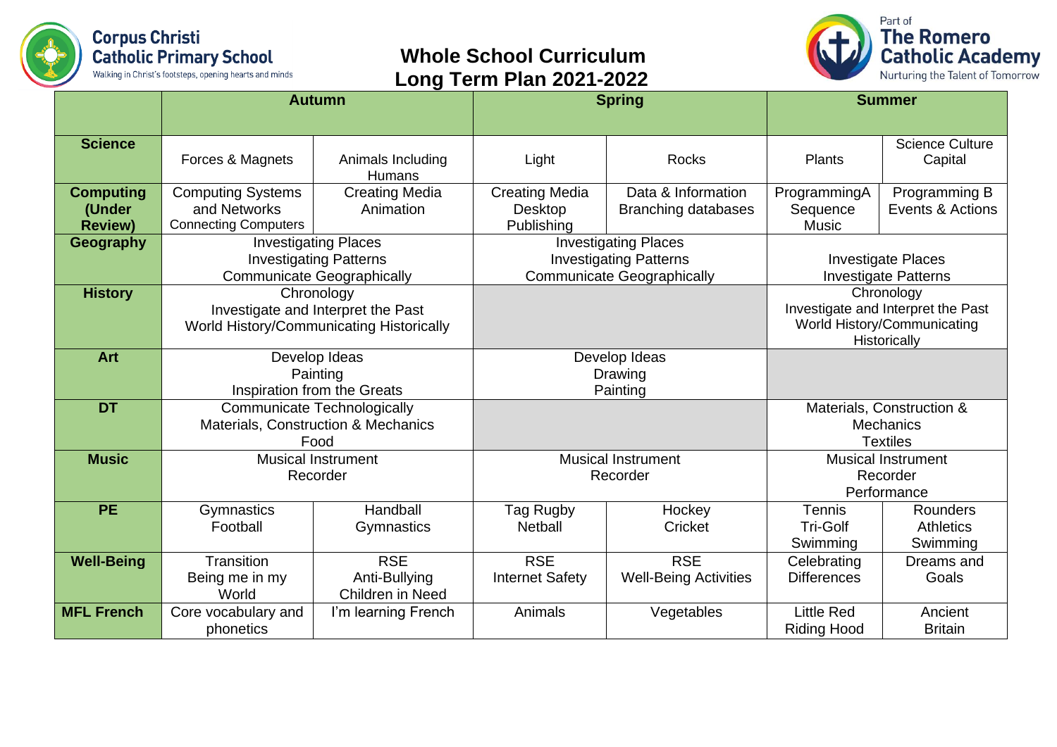Corpus Christi Catholic Primary School
Walking in Christ's footsteps, opening hearts and minds

# Whole School Curriculum Long Term Plan 2021-2022

Part of The Romero Catholic Academy
Nurturing the Talent of Tomorrow

| | Autumn | | Spring | | Summer | |
|---|---|---|---|---|---|---|
| **Science** | Forces & Magnets | Animals Including Humans | Light | Rocks | Plants | Science Culture Capital |
| **Computing (Under Review)** | Computing Systems and Networks Connecting Computers | Creating Media Animation | Creating Media Desktop Publishing | Data & Information Branching databases | ProgrammingA Sequence Music | Programming B Events & Actions |
| **Geography** | Investigating Places Investigating Patterns Communicate Geographically | | Investigating Places Investigating Patterns Communicate Geographically | | Investigate Places Investigate Patterns | |
| **History** | Chronology Investigate and Interpret the Past World History/Communicating Historically | | | | Chronology Investigate and Interpret the Past World History/Communicating Historically | |
| **Art** | Develop Ideas Painting Inspiration from the Greats | | Develop Ideas Drawing Painting | | | |
| **DT** | Communicate Technologically Materials, Construction & Mechanics Food | | | | Materials, Construction & Mechanics Textiles | |
| **Music** | Musical Instrument Recorder | | Musical Instrument Recorder | | Musical Instrument Recorder Performance | |
| **PE** | Gymnastics Football | Handball Gymnastics | Tag Rugby Netball | Hockey Cricket | Tennis Tri-Golf Swimming | Rounders Athletics Swimming |
| **Well-Being** | Transition Being me in my World | RSE Anti-Bullying Children in Need | RSE Internet Safety | RSE Well-Being Activities | Celebrating Differences | Dreams and Goals |
| **MFL French** | Core vocabulary and phonetics | I'm learning French | Animals | Vegetables | Little Red Riding Hood | Ancient Britain |